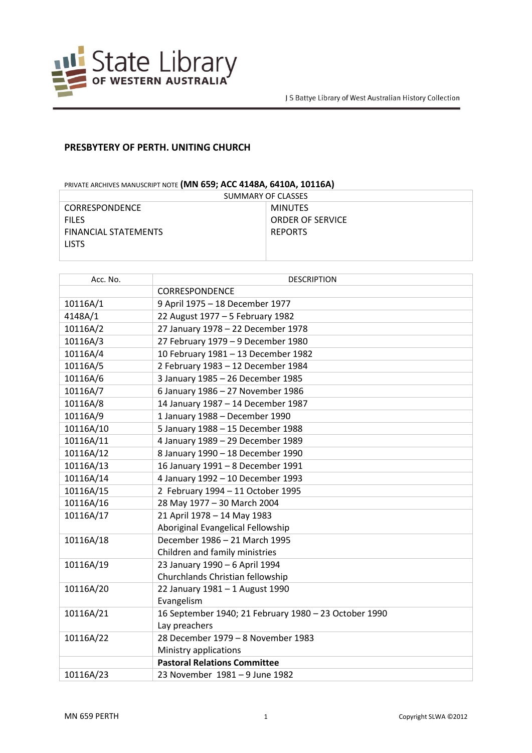State Library OF WESTERN AUSTRALIA

J S Battye Library of West Australian History Collection

## PRESBYTERY OF PERTH. UNITING CHURCH

PRIVATE ARCHIVES MANUSCRIPT NOTE **(MN 659; ACC 4148A, 6410A, 10116A)**

| SUMMARY OF CLASSES | |
|---|---|
| CORRESPONDENCE | MINUTES |
| FILES | ORDER OF SERVICE |
| FINANCIAL STATEMENTS | REPORTS |
| LISTS | |

| Acc. No. | DESCRIPTION |
|---|---|
| | CORRESPONDENCE |
| 10116A/1 | 9 April 1975 – 18 December 1977 |
| 4148A/1 | 22 August 1977 – 5 February 1982 |
| 10116A/2 | 27 January 1978 – 22 December 1978 |
| 10116A/3 | 27 February 1979 – 9 December 1980 |
| 10116A/4 | 10 February 1981 – 13 December 1982 |
| 10116A/5 | 2 February 1983 – 12 December 1984 |
| 10116A/6 | 3 January 1985 – 26 December 1985 |
| 10116A/7 | 6 January 1986 – 27 November 1986 |
| 10116A/8 | 14 January 1987 – 14 December 1987 |
| 10116A/9 | 1 January 1988 – December 1990 |
| 10116A/10 | 5 January 1988 – 15 December 1988 |
| 10116A/11 | 4 January 1989 – 29 December 1989 |
| 10116A/12 | 8 January 1990 – 18 December 1990 |
| 10116A/13 | 16 January 1991 – 8 December 1991 |
| 10116A/14 | 4 January 1992 – 10 December 1993 |
| 10116A/15 | 2 February 1994 – 11 October 1995 |
| 10116A/16 | 28 May 1977 – 30 March 2004 |
| 10116A/17 | 21 April 1978 – 14 May 1983<br>Aboriginal Evangelical Fellowship |
| 10116A/18 | December 1986 – 21 March 1995<br>Children and family ministries |
| 10116A/19 | 23 January 1990 – 6 April 1994<br>Churchlands Christian fellowship |
| 10116A/20 | 22 January 1981 – 1 August 1990<br>Evangelism |
| 10116A/21 | 16 September 1940; 21 February 1980 – 23 October 1990<br>Lay preachers |
| 10116A/22 | 28 December 1979 – 8 November 1983<br>Ministry applications |
| | **Pastoral Relations Committee** |
| 10116A/23 | 23 November 1981 – 9 June 1982 |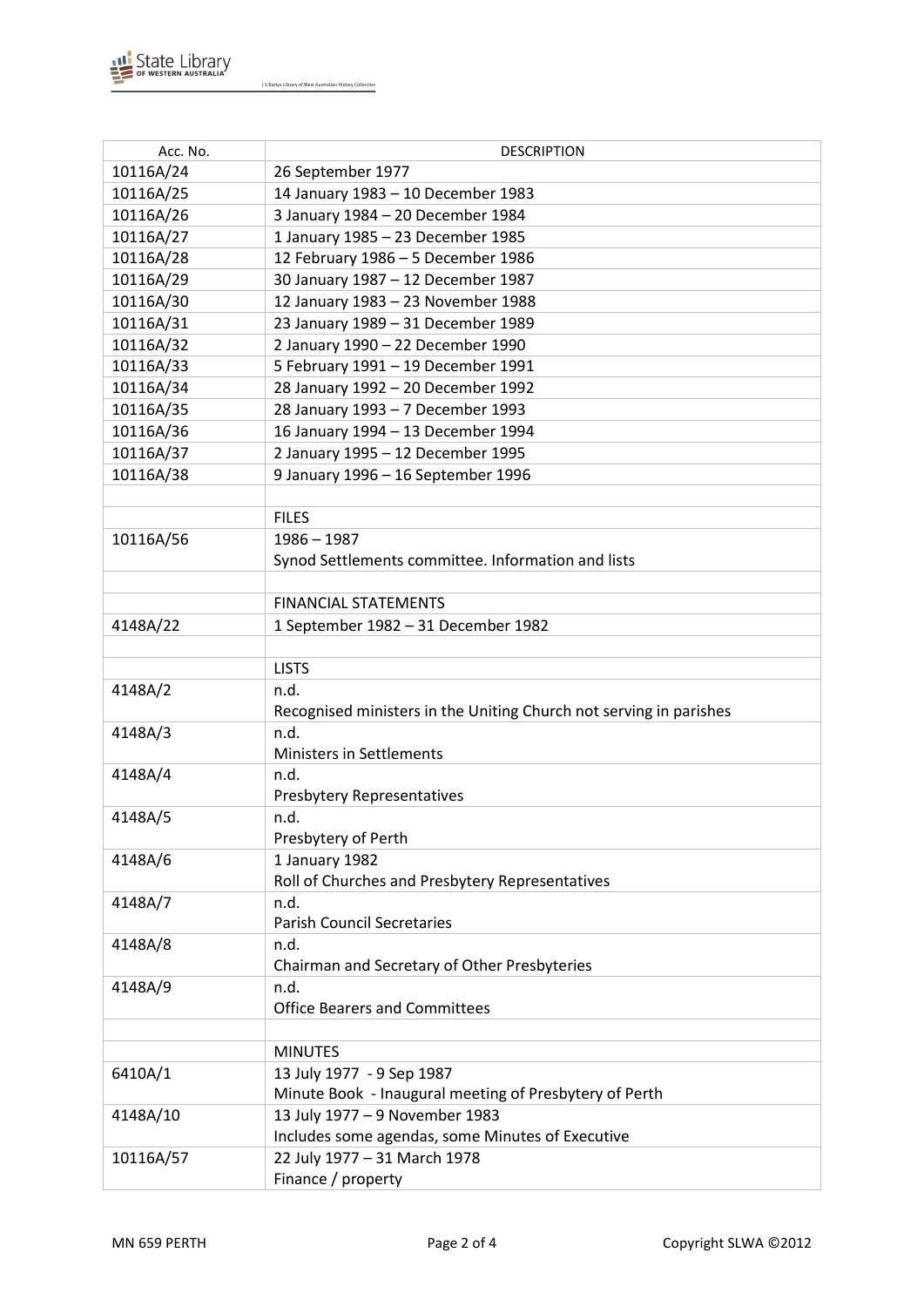| Acc. No. | DESCRIPTION |
|---|---|
| 10116A/24 | 26 September 1977 |
| 10116A/25 | 14 January 1983 – 10 December 1983 |
| 10116A/26 | 3 January 1984 – 20 December 1984 |
| 10116A/27 | 1 January 1985 – 23 December 1985 |
| 10116A/28 | 12 February 1986 – 5 December 1986 |
| 10116A/29 | 30 January 1987 – 12 December 1987 |
| 10116A/30 | 12 January 1983 – 23 November 1988 |
| 10116A/31 | 23 January 1989 – 31 December 1989 |
| 10116A/32 | 2 January 1990 – 22 December 1990 |
| 10116A/33 | 5 February 1991 – 19 December 1991 |
| 10116A/34 | 28 January 1992 – 20 December 1992 |
| 10116A/35 | 28 January 1993 – 7 December 1993 |
| 10116A/36 | 16 January 1994 – 13 December 1994 |
| 10116A/37 | 2 January 1995 – 12 December 1995 |
| 10116A/38 | 9 January 1996 – 16 September 1996 |
| | |
| | FILES |
| 10116A/56 | 1986 – 1987<br>Synod Settlements committee. Information and lists |
| | |
| | FINANCIAL STATEMENTS |
| 4148A/22 | 1 September 1982 – 31 December 1982 |
| | |
| | LISTS |
| 4148A/2 | n.d.<br>Recognised ministers in the Uniting Church not serving in parishes |
| 4148A/3 | n.d.<br>Ministers in Settlements |
| 4148A/4 | n.d.<br>Presbytery Representatives |
| 4148A/5 | n.d.<br>Presbytery of Perth |
| 4148A/6 | 1 January 1982<br>Roll of Churches and Presbytery Representatives |
| 4148A/7 | n.d.<br>Parish Council Secretaries |
| 4148A/8 | n.d.<br>Chairman and Secretary of Other Presbyteries |
| 4148A/9 | n.d.<br>Office Bearers and Committees |
| | |
| | MINUTES |
| 6410A/1 | 13 July 1977 - 9 Sep 1987<br>Minute Book - Inaugural meeting of Presbytery of Perth |
| 4148A/10 | 13 July 1977 – 9 November 1983<br>Includes some agendas, some Minutes of Executive |
| 10116A/57 | 22 July 1977 – 31 March 1978<br>Finance / property |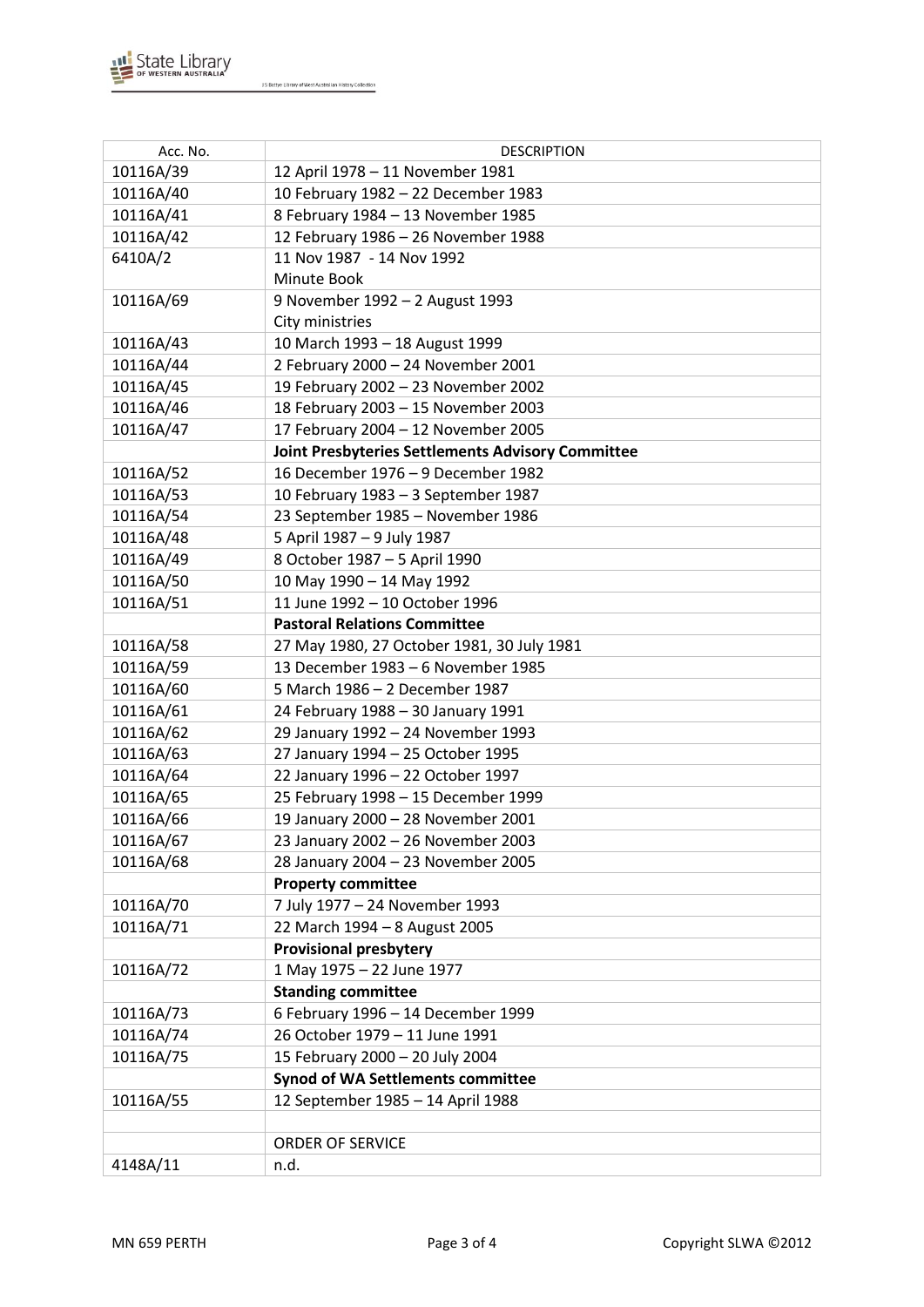| Acc. No. | DESCRIPTION |
|---|---|
| 10116A/39 | 12 April 1978 – 11 November 1981 |
| 10116A/40 | 10 February 1982 – 22 December 1983 |
| 10116A/41 | 8 February 1984 – 13 November 1985 |
| 10116A/42 | 12 February 1986 – 26 November 1988 |
| 6410A/2 | 11 Nov 1987 - 14 Nov 1992<br>Minute Book |
| 10116A/69 | 9 November 1992 – 2 August 1993<br>City ministries |
| 10116A/43 | 10 March 1993 – 18 August 1999 |
| 10116A/44 | 2 February 2000 – 24 November 2001 |
| 10116A/45 | 19 February 2002 – 23 November 2002 |
| 10116A/46 | 18 February 2003 – 15 November 2003 |
| 10116A/47 | 17 February 2004 – 12 November 2005 |
| | **Joint Presbyteries Settlements Advisory Committee** |
| 10116A/52 | 16 December 1976 – 9 December 1982 |
| 10116A/53 | 10 February 1983 – 3 September 1987 |
| 10116A/54 | 23 September 1985 – November 1986 |
| 10116A/48 | 5 April 1987 – 9 July 1987 |
| 10116A/49 | 8 October 1987 – 5 April 1990 |
| 10116A/50 | 10 May 1990 – 14 May 1992 |
| 10116A/51 | 11 June 1992 – 10 October 1996 |
| | **Pastoral Relations Committee** |
| 10116A/58 | 27 May 1980, 27 October 1981, 30 July 1981 |
| 10116A/59 | 13 December 1983 – 6 November 1985 |
| 10116A/60 | 5 March 1986 – 2 December 1987 |
| 10116A/61 | 24 February 1988 – 30 January 1991 |
| 10116A/62 | 29 January 1992 – 24 November 1993 |
| 10116A/63 | 27 January 1994 – 25 October 1995 |
| 10116A/64 | 22 January 1996 – 22 October 1997 |
| 10116A/65 | 25 February 1998 – 15 December 1999 |
| 10116A/66 | 19 January 2000 – 28 November 2001 |
| 10116A/67 | 23 January 2002 – 26 November 2003 |
| 10116A/68 | 28 January 2004 – 23 November 2005 |
| | **Property committee** |
| 10116A/70 | 7 July 1977 – 24 November 1993 |
| 10116A/71 | 22 March 1994 – 8 August 2005 |
| | **Provisional presbytery** |
| 10116A/72 | 1 May 1975 – 22 June 1977 |
| | **Standing committee** |
| 10116A/73 | 6 February 1996 – 14 December 1999 |
| 10116A/74 | 26 October 1979 – 11 June 1991 |
| 10116A/75 | 15 February 2000 – 20 July 2004 |
| | **Synod of WA Settlements committee** |
| 10116A/55 | 12 September 1985 – 14 April 1988 |
| | |
| | ORDER OF SERVICE |
| 4148A/11 | n.d. |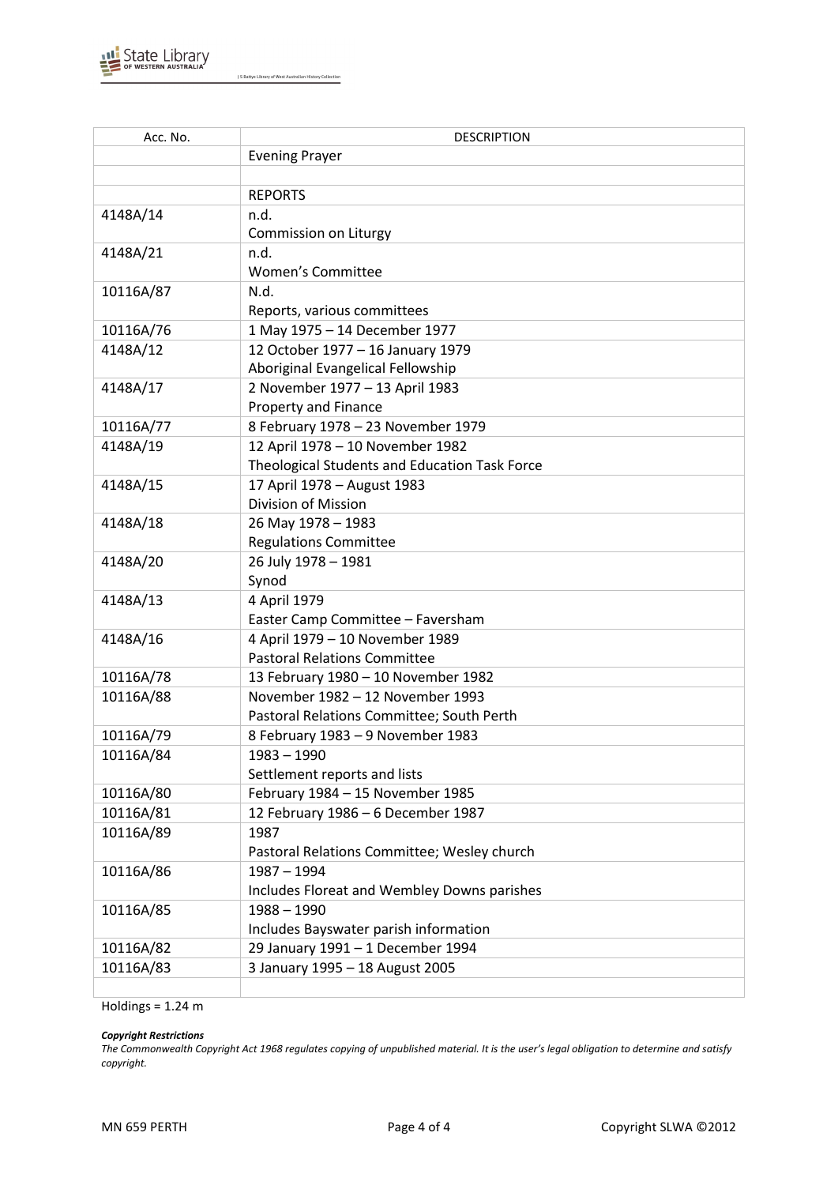| Acc. No. | DESCRIPTION |
|---|---|
| | Evening Prayer |
| | |
| | REPORTS |
| 4148A/14 | n.d.<br>Commission on Liturgy |
| 4148A/21 | n.d.<br>Women's Committee |
| 10116A/87 | N.d.<br>Reports, various committees |
| 10116A/76 | 1 May 1975 – 14 December 1977 |
| 4148A/12 | 12 October 1977 – 16 January 1979<br>Aboriginal Evangelical Fellowship |
| 4148A/17 | 2 November 1977 – 13 April 1983<br>Property and Finance |
| 10116A/77 | 8 February 1978 – 23 November 1979 |
| 4148A/19 | 12 April 1978 – 10 November 1982<br>Theological Students and Education Task Force |
| 4148A/15 | 17 April 1978 – August 1983<br>Division of Mission |
| 4148A/18 | 26 May 1978 – 1983<br>Regulations Committee |
| 4148A/20 | 26 July 1978 – 1981<br>Synod |
| 4148A/13 | 4 April 1979<br>Easter Camp Committee – Faversham |
| 4148A/16 | 4 April 1979 – 10 November 1989<br>Pastoral Relations Committee |
| 10116A/78 | 13 February 1980 – 10 November 1982 |
| 10116A/88 | November 1982 – 12 November 1993<br>Pastoral Relations Committee; South Perth |
| 10116A/79 | 8 February 1983 – 9 November 1983 |
| 10116A/84 | 1983 – 1990<br>Settlement reports and lists |
| 10116A/80 | February 1984 – 15 November 1985 |
| 10116A/81 | 12 February 1986 – 6 December 1987 |
| 10116A/89 | 1987<br>Pastoral Relations Committee; Wesley church |
| 10116A/86 | 1987 – 1994<br>Includes Floreat and Wembley Downs parishes |
| 10116A/85 | 1988 – 1990<br>Includes Bayswater parish information |
| 10116A/82 | 29 January 1991 – 1 December 1994 |
| 10116A/83 | 3 January 1995 – 18 August 2005 |
| | |

Holdings = 1.24 m

***Copyright Restrictions***

*The Commonwealth Copyright Act 1968 regulates copying of unpublished material. It is the user's legal obligation to determine and satisfy copyright.*